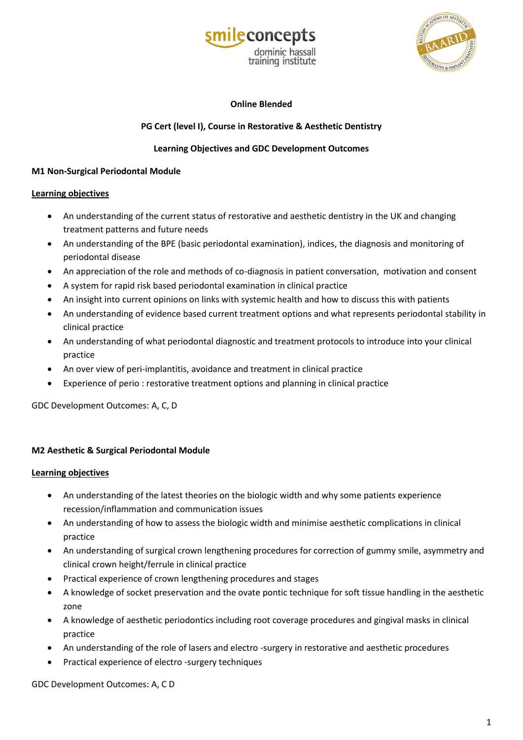**Online Blended**

**PG Cert (level I), Course in Restorative & Aesthetic Dentistry**

**Learning Objectives and GDC Development Outcomes**

**M1 Non-Surgical Periodontal Module**

**Learning objectives**

- An understanding of the current status of restorative and aesthetic dentistry in the UK and changing treatment patterns and future needs
- An understanding of the BPE (basic periodontal examination), indices, the diagnosis and monitoring of periodontal disease
- An appreciation of the role and methods of co-diagnosis in patient conversation, motivation and consent
- A system for rapid risk based periodontal examination in clinical practice
- An insight into current opinions on links with systemic health and how to discuss this with patients
- An understanding of evidence based current treatment options and what represents periodontal stability in clinical practice
- An understanding of what periodontal diagnostic and treatment protocols to introduce into your clinical practice
- An over view of peri-implantitis, avoidance and treatment in clinical practice
- Experience of perio : restorative treatment options and planning in clinical practice

GDC Development Outcomes: A, C, D

**M2 Aesthetic & Surgical Periodontal Module**

**Learning objectives**

- An understanding of the latest theories on the biologic width and why some patients experience recession/inflammation and communication issues
- An understanding of how to assess the biologic width and minimise aesthetic complications in clinical practice
- An understanding of surgical crown lengthening procedures for correction of gummy smile, asymmetry and clinical crown height/ferrule in clinical practice
- Practical experience of crown lengthening procedures and stages
- A knowledge of socket preservation and the ovate pontic technique for soft tissue handling in the aesthetic zone
- A knowledge of aesthetic periodontics including root coverage procedures and gingival masks in clinical practice
- An understanding of the role of lasers and electro -surgery in restorative and aesthetic procedures
- Practical experience of electro -surgery techniques

GDC Development Outcomes: A, C D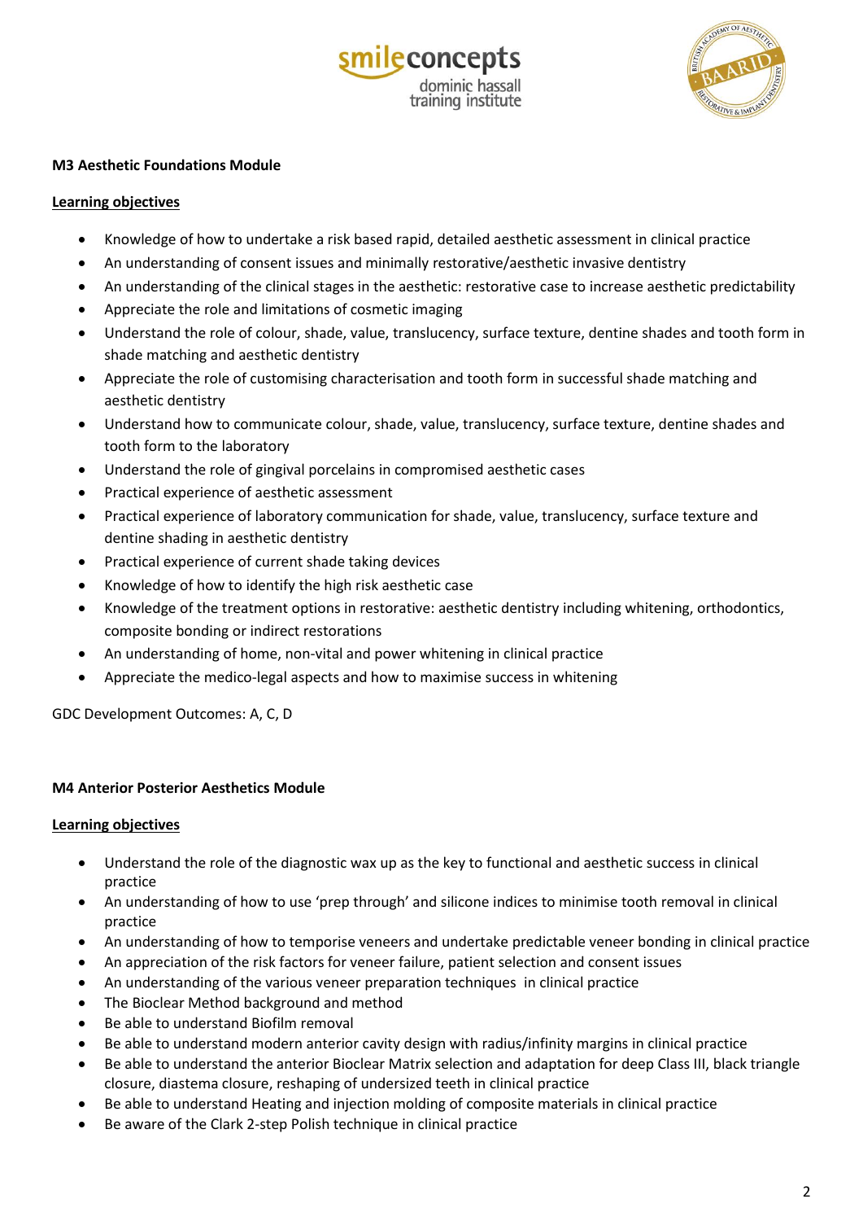**M3 Aesthetic Foundations Module**

**Learning objectives**

- Knowledge of how to undertake a risk based rapid, detailed aesthetic assessment in clinical practice
- An understanding of consent issues and minimally restorative/aesthetic invasive dentistry
- An understanding of the clinical stages in the aesthetic: restorative case to increase aesthetic predictability
- Appreciate the role and limitations of cosmetic imaging
- Understand the role of colour, shade, value, translucency, surface texture, dentine shades and tooth form in shade matching and aesthetic dentistry
- Appreciate the role of customising characterisation and tooth form in successful shade matching and aesthetic dentistry
- Understand how to communicate colour, shade, value, translucency, surface texture, dentine shades and tooth form to the laboratory
- Understand the role of gingival porcelains in compromised aesthetic cases
- Practical experience of aesthetic assessment
- Practical experience of laboratory communication for shade, value, translucency, surface texture and dentine shading in aesthetic dentistry
- Practical experience of current shade taking devices
- Knowledge of how to identify the high risk aesthetic case
- Knowledge of the treatment options in restorative: aesthetic dentistry including whitening, orthodontics, composite bonding or indirect restorations
- An understanding of home, non-vital and power whitening in clinical practice
- Appreciate the medico-legal aspects and how to maximise success in whitening

GDC Development Outcomes: A, C, D

**M4 Anterior Posterior Aesthetics Module**

**Learning objectives**

- Understand the role of the diagnostic wax up as the key to functional and aesthetic success in clinical practice
- An understanding of how to use 'prep through' and silicone indices to minimise tooth removal in clinical practice
- An understanding of how to temporise veneers and undertake predictable veneer bonding in clinical practice
- An appreciation of the risk factors for veneer failure, patient selection and consent issues
- An understanding of the various veneer preparation techniques in clinical practice
- The Bioclear Method background and method
- Be able to understand Biofilm removal
- Be able to understand modern anterior cavity design with radius/infinity margins in clinical practice
- Be able to understand the anterior Bioclear Matrix selection and adaptation for deep Class III, black triangle closure, diastema closure, reshaping of undersized teeth in clinical practice
- Be able to understand Heating and injection molding of composite materials in clinical practice
- Be aware of the Clark 2-step Polish technique in clinical practice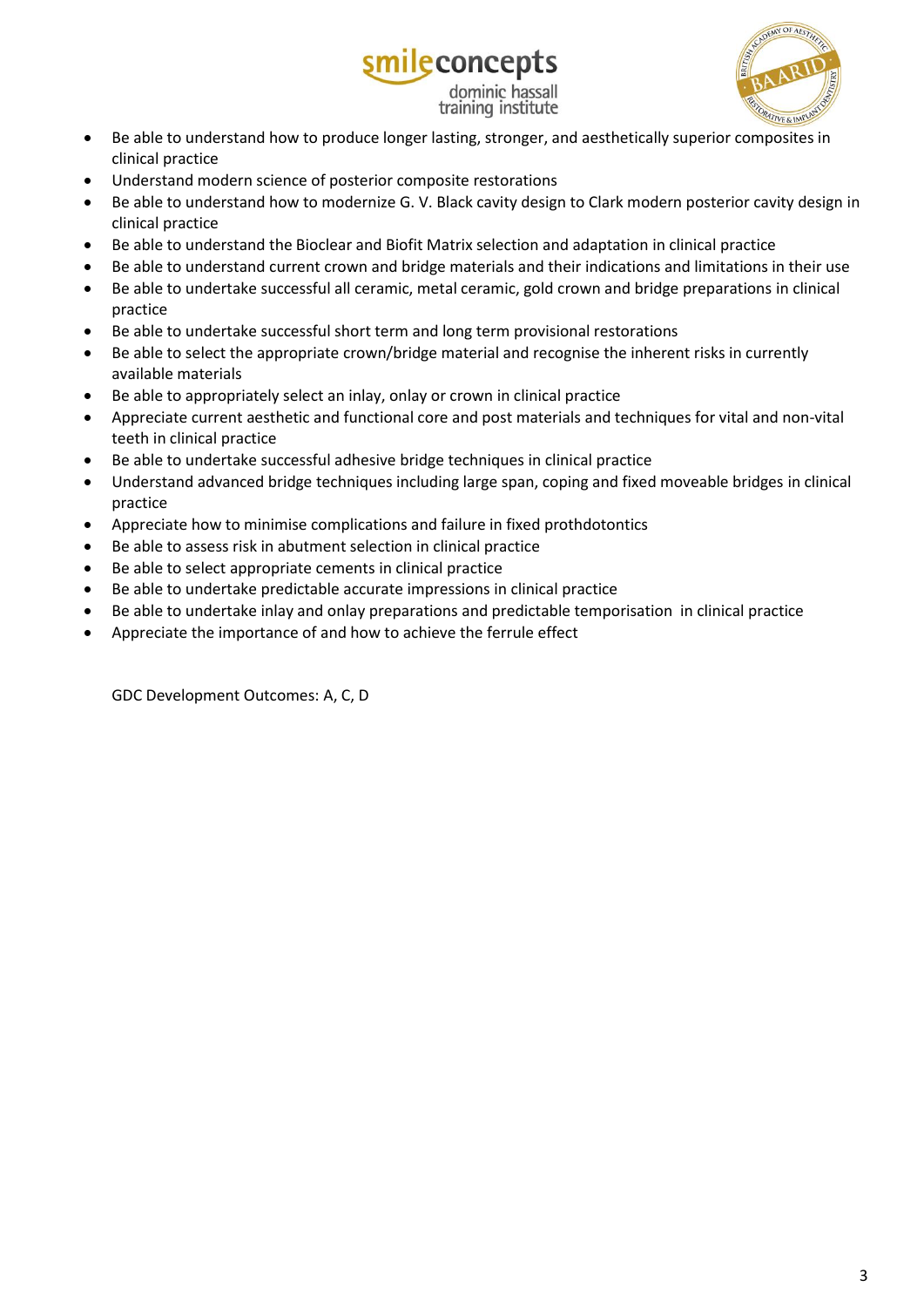- Be able to understand how to produce longer lasting, stronger, and aesthetically superior composites in clinical practice
- Understand modern science of posterior composite restorations
- Be able to understand how to modernize G. V. Black cavity design to Clark modern posterior cavity design in clinical practice
- Be able to understand the Bioclear and Biofit Matrix selection and adaptation in clinical practice
- Be able to understand current crown and bridge materials and their indications and limitations in their use
- Be able to undertake successful all ceramic, metal ceramic, gold crown and bridge preparations in clinical practice
- Be able to undertake successful short term and long term provisional restorations
- Be able to select the appropriate crown/bridge material and recognise the inherent risks in currently available materials
- Be able to appropriately select an inlay, onlay or crown in clinical practice
- Appreciate current aesthetic and functional core and post materials and techniques for vital and non-vital teeth in clinical practice
- Be able to undertake successful adhesive bridge techniques in clinical practice
- Understand advanced bridge techniques including large span, coping and fixed moveable bridges in clinical practice
- Appreciate how to minimise complications and failure in fixed prothdotontics
- Be able to assess risk in abutment selection in clinical practice
- Be able to select appropriate cements in clinical practice
- Be able to undertake predictable accurate impressions in clinical practice
- Be able to undertake inlay and onlay preparations and predictable temporisation in clinical practice
- Appreciate the importance of and how to achieve the ferrule effect

GDC Development Outcomes: A, C, D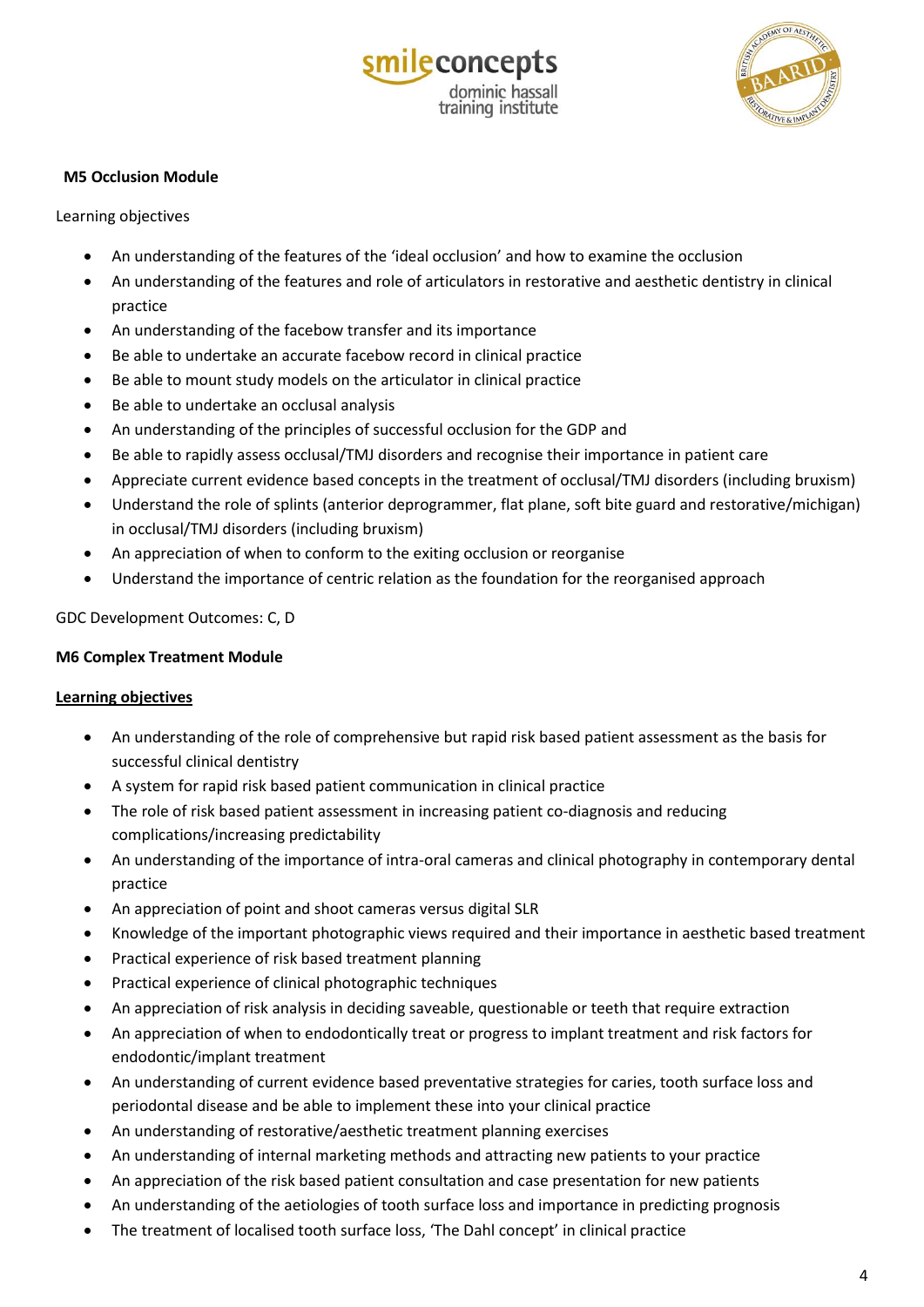**M5 Occlusion Module**

Learning objectives

- An understanding of the features of the 'ideal occlusion' and how to examine the occlusion
- An understanding of the features and role of articulators in restorative and aesthetic dentistry in clinical practice
- An understanding of the facebow transfer and its importance
- Be able to undertake an accurate facebow record in clinical practice
- Be able to mount study models on the articulator in clinical practice
- Be able to undertake an occlusal analysis
- An understanding of the principles of successful occlusion for the GDP and
- Be able to rapidly assess occlusal/TMJ disorders and recognise their importance in patient care
- Appreciate current evidence based concepts in the treatment of occlusal/TMJ disorders (including bruxism)
- Understand the role of splints (anterior deprogrammer, flat plane, soft bite guard and restorative/michigan) in occlusal/TMJ disorders (including bruxism)
- An appreciation of when to conform to the exiting occlusion or reorganise
- Understand the importance of centric relation as the foundation for the reorganised approach

GDC Development Outcomes: C, D

**M6 Complex Treatment Module**

**Learning objectives**

- An understanding of the role of comprehensive but rapid risk based patient assessment as the basis for successful clinical dentistry
- A system for rapid risk based patient communication in clinical practice
- The role of risk based patient assessment in increasing patient co-diagnosis and reducing complications/increasing predictability
- An understanding of the importance of intra-oral cameras and clinical photography in contemporary dental practice
- An appreciation of point and shoot cameras versus digital SLR
- Knowledge of the important photographic views required and their importance in aesthetic based treatment
- Practical experience of risk based treatment planning
- Practical experience of clinical photographic techniques
- An appreciation of risk analysis in deciding saveable, questionable or teeth that require extraction
- An appreciation of when to endodontically treat or progress to implant treatment and risk factors for endodontic/implant treatment
- An understanding of current evidence based preventative strategies for caries, tooth surface loss and periodontal disease and be able to implement these into your clinical practice
- An understanding of restorative/aesthetic treatment planning exercises
- An understanding of internal marketing methods and attracting new patients to your practice
- An appreciation of the risk based patient consultation and case presentation for new patients
- An understanding of the aetiologies of tooth surface loss and importance in predicting prognosis
- The treatment of localised tooth surface loss, 'The Dahl concept' in clinical practice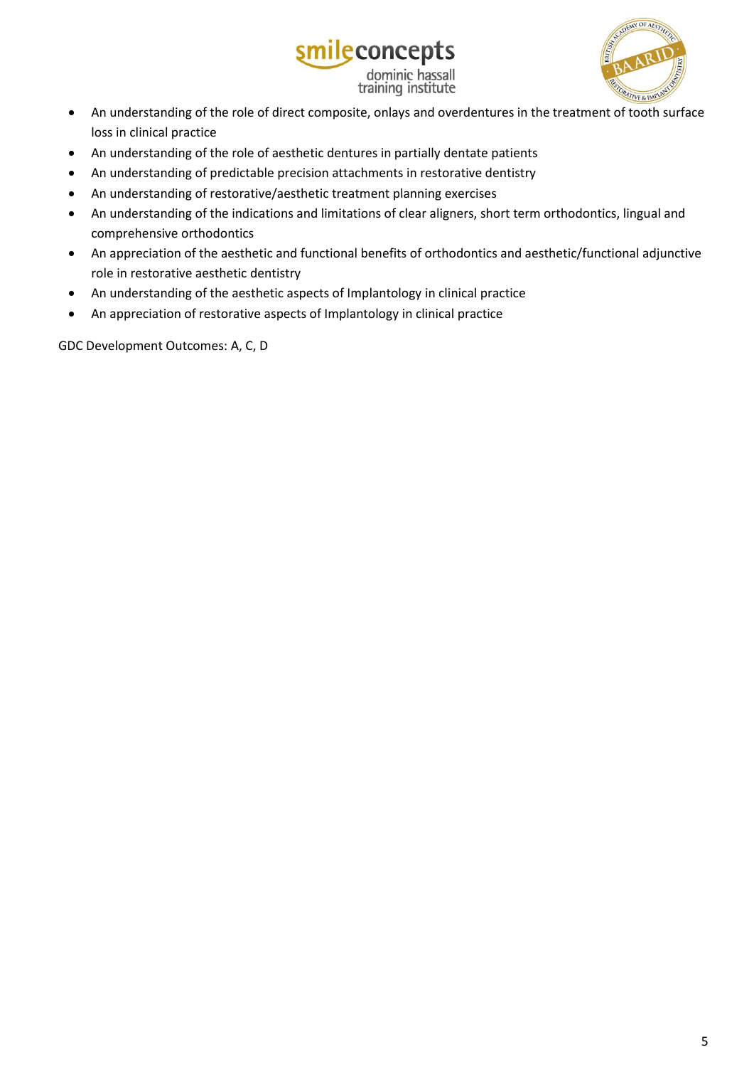- An understanding of the role of direct composite, onlays and overdentures in the treatment of tooth surface loss in clinical practice
- An understanding of the role of aesthetic dentures in partially dentate patients
- An understanding of predictable precision attachments in restorative dentistry
- An understanding of restorative/aesthetic treatment planning exercises
- An understanding of the indications and limitations of clear aligners, short term orthodontics, lingual and comprehensive orthodontics
- An appreciation of the aesthetic and functional benefits of orthodontics and aesthetic/functional adjunctive role in restorative aesthetic dentistry
- An understanding of the aesthetic aspects of Implantology in clinical practice
- An appreciation of restorative aspects of Implantology in clinical practice

GDC Development Outcomes: A, C, D